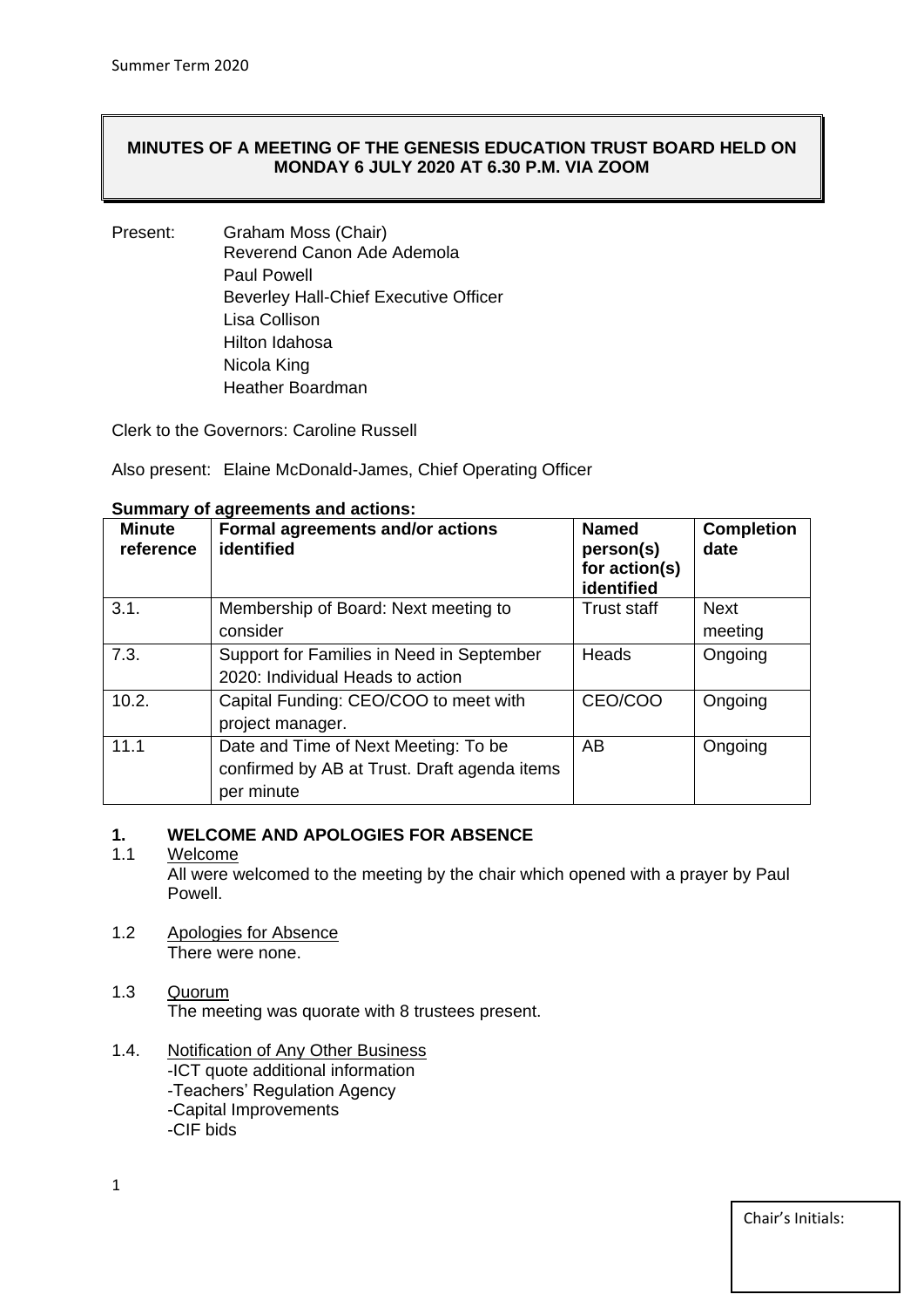# MINUTES OF A MEETING OF THE GENESIS EDUCATION TRUST BOARD HELD ON MONDAY 6 JULY 2020 AT 6.30 P.M. VIA ZOOM

Present: Graham Moss (Chair)
Reverend Canon Ade Ademola
Paul Powell
Beverley Hall-Chief Executive Officer
Lisa Collison
Hilton Idahosa
Nicola King
Heather Boardman

Clerk to the Governors: Caroline Russell

Also present: Elaine McDonald-James, Chief Operating Officer

**Summary of agreements and actions:**

| Minute reference | Formal agreements and/or actions identified | Named person(s) for action(s) identified | Completion date |
|---|---|---|---|
| 3.1. | Membership of Board: Next meeting to consider | Trust staff | Next meeting |
| 7.3. | Support for Families in Need in September 2020: Individual Heads to action | Heads | Ongoing |
| 10.2. | Capital Funding: CEO/COO to meet with project manager. | CEO/COO | Ongoing |
| 11.1 | Date and Time of Next Meeting: To be confirmed by AB at Trust. Draft agenda items per minute | AB | Ongoing |

## 1. WELCOME AND APOLOGIES FOR ABSENCE

1.1 Welcome

All were welcomed to the meeting by the chair which opened with a prayer by Paul Powell.

1.2 Apologies for Absence

There were none.

1.3 Quorum

The meeting was quorate with 8 trustees present.

1.4. Notification of Any Other Business

-ICT quote additional information
-Teachers' Regulation Agency
-Capital Improvements
-CIF bids

Chair's Initials: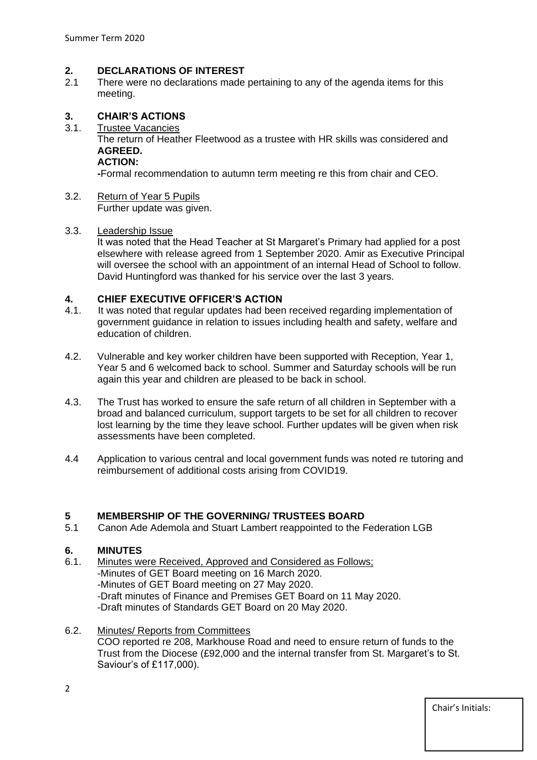## 2. DECLARATIONS OF INTEREST

2.1 There were no declarations made pertaining to any of the agenda items for this meeting.

## 3. CHAIR'S ACTIONS

3.1. Trustee Vacancies
The return of Heather Fleetwood as a trustee with HR skills was considered and **AGREED.**
**ACTION:**
-Formal recommendation to autumn term meeting re this from chair and CEO.

3.2. Return of Year 5 Pupils
Further update was given.

3.3. Leadership Issue
It was noted that the Head Teacher at St Margaret's Primary had applied for a post elsewhere with release agreed from 1 September 2020. Amir as Executive Principal will oversee the school with an appointment of an internal Head of School to follow. David Huntingford was thanked for his service over the last 3 years.

## 4. CHIEF EXECUTIVE OFFICER'S ACTION

4.1. It was noted that regular updates had been received regarding implementation of government guidance in relation to issues including health and safety, welfare and education of children.

4.2. Vulnerable and key worker children have been supported with Reception, Year 1, Year 5 and 6 welcomed back to school. Summer and Saturday schools will be run again this year and children are pleased to be back in school.

4.3. The Trust has worked to ensure the safe return of all children in September with a broad and balanced curriculum, support targets to be set for all children to recover lost learning by the time they leave school. Further updates will be given when risk assessments have been completed.

4.4 Application to various central and local government funds was noted re tutoring and reimbursement of additional costs arising from COVID19.

## 5 MEMBERSHIP OF THE GOVERNING/ TRUSTEES BOARD

5.1 Canon Ade Ademola and Stuart Lambert reappointed to the Federation LGB

## 6. MINUTES

6.1. Minutes were Received, Approved and Considered as Follows;
-Minutes of GET Board meeting on 16 March 2020.
-Minutes of GET Board meeting on 27 May 2020.
-Draft minutes of Finance and Premises GET Board on 11 May 2020.
-Draft minutes of Standards GET Board on 20 May 2020.

6.2. Minutes/ Reports from Committees
COO reported re 208, Markhouse Road and need to ensure return of funds to the Trust from the Diocese (£92,000 and the internal transfer from St. Margaret's to St. Saviour's of £117,000).

Chair's Initials: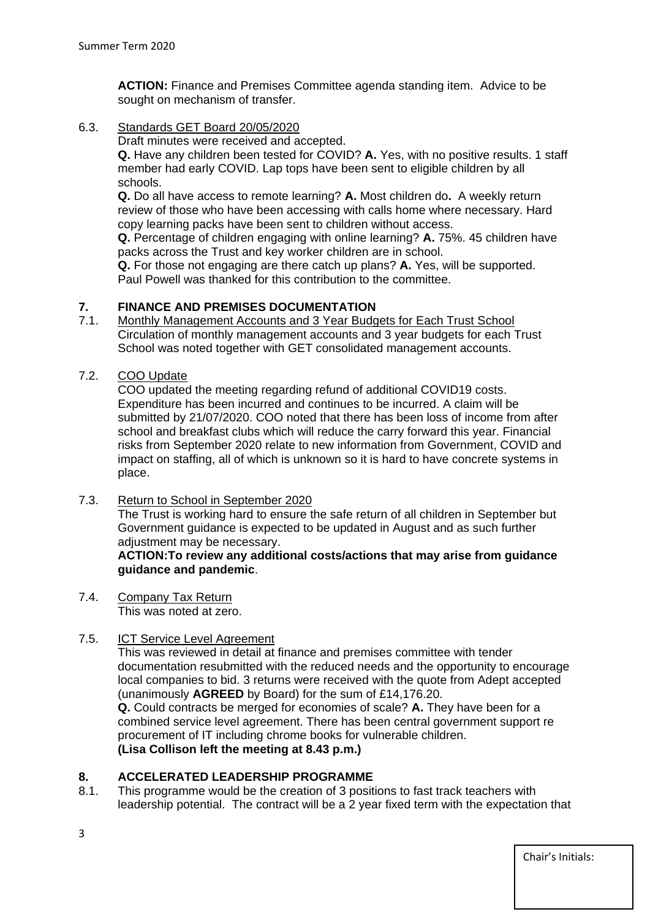**ACTION:** Finance and Premises Committee agenda standing item. Advice to be sought on mechanism of transfer.

6.3. Standards GET Board 20/05/2020

Draft minutes were received and accepted.

**Q.** Have any children been tested for COVID? **A.** Yes, with no positive results. 1 staff member had early COVID. Lap tops have been sent to eligible children by all schools.

**Q.** Do all have access to remote learning? **A.** Most children do**.** A weekly return review of those who have been accessing with calls home where necessary. Hard copy learning packs have been sent to children without access.

**Q.** Percentage of children engaging with online learning? **A.** 75%. 45 children have packs across the Trust and key worker children are in school.

**Q.** For those not engaging are there catch up plans? **A.** Yes, will be supported.

Paul Powell was thanked for this contribution to the committee.

## 7. FINANCE AND PREMISES DOCUMENTATION

7.1. Monthly Management Accounts and 3 Year Budgets for Each Trust School

Circulation of monthly management accounts and 3 year budgets for each Trust School was noted together with GET consolidated management accounts.

7.2. COO Update

COO updated the meeting regarding refund of additional COVID19 costs. Expenditure has been incurred and continues to be incurred. A claim will be submitted by 21/07/2020. COO noted that there has been loss of income from after school and breakfast clubs which will reduce the carry forward this year. Financial risks from September 2020 relate to new information from Government, COVID and impact on staffing, all of which is unknown so it is hard to have concrete systems in place.

7.3. Return to School in September 2020

The Trust is working hard to ensure the safe return of all children in September but Government guidance is expected to be updated in August and as such further adjustment may be necessary.

**ACTION:To review any additional costs/actions that may arise from guidance guidance and pandemic**.

7.4. Company Tax Return

This was noted at zero.

7.5. ICT Service Level Agreement

This was reviewed in detail at finance and premises committee with tender documentation resubmitted with the reduced needs and the opportunity to encourage local companies to bid. 3 returns were received with the quote from Adept accepted (unanimously **AGREED** by Board) for the sum of £14,176.20.

**Q.** Could contracts be merged for economies of scale? **A.** They have been for a combined service level agreement. There has been central government support re procurement of IT including chrome books for vulnerable children.

**(Lisa Collison left the meeting at 8.43 p.m.)**

## 8. ACCELERATED LEADERSHIP PROGRAMME

8.1. This programme would be the creation of 3 positions to fast track teachers with leadership potential. The contract will be a 2 year fixed term with the expectation that

Chair's Initials: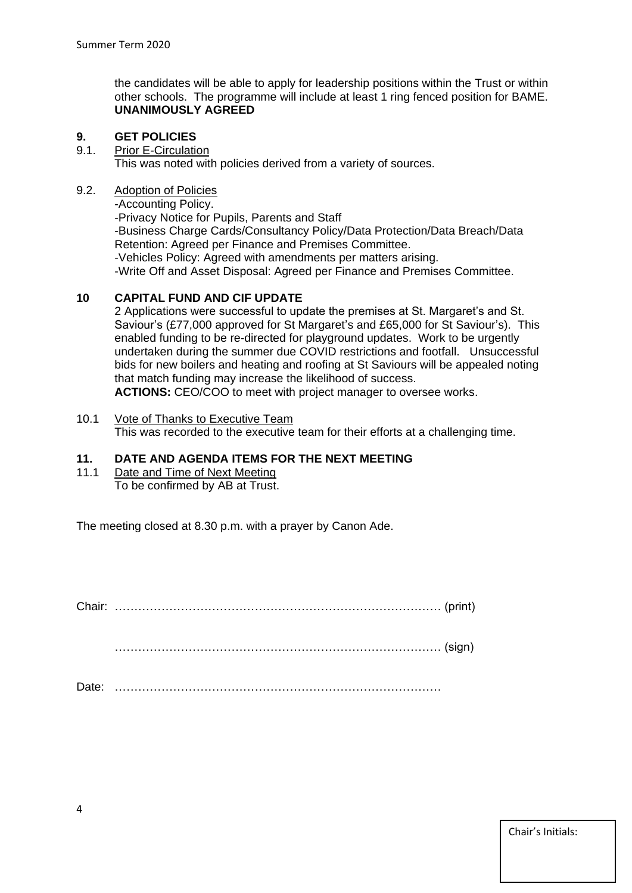the candidates will be able to apply for leadership positions within the Trust or within other schools. The programme will include at least 1 ring fenced position for BAME. **UNANIMOUSLY AGREED**

## 9. GET POLICIES

9.1. Prior E-Circulation
This was noted with policies derived from a variety of sources.

9.2. Adoption of Policies
-Accounting Policy.
-Privacy Notice for Pupils, Parents and Staff
-Business Charge Cards/Consultancy Policy/Data Protection/Data Breach/Data Retention: Agreed per Finance and Premises Committee.
-Vehicles Policy: Agreed with amendments per matters arising.
-Write Off and Asset Disposal: Agreed per Finance and Premises Committee.

## 10 CAPITAL FUND AND CIF UPDATE

2 Applications were successful to update the premises at St. Margaret's and St. Saviour's (£77,000 approved for St Margaret's and £65,000 for St Saviour's). This enabled funding to be re-directed for playground updates. Work to be urgently undertaken during the summer due COVID restrictions and footfall. Unsuccessful bids for new boilers and heating and roofing at St Saviours will be appealed noting that match funding may increase the likelihood of success.
**ACTIONS:** CEO/COO to meet with project manager to oversee works.

10.1 Vote of Thanks to Executive Team
This was recorded to the executive team for their efforts at a challenging time.

## 11. DATE AND AGENDA ITEMS FOR THE NEXT MEETING

11.1 Date and Time of Next Meeting
To be confirmed by AB at Trust.

The meeting closed at 8.30 p.m. with a prayer by Canon Ade.

Chair: ………………………………………………………………………… (print)

………………………………………………………………………… (sign)

Date: …………………………………………………………………………

Chair's Initials: